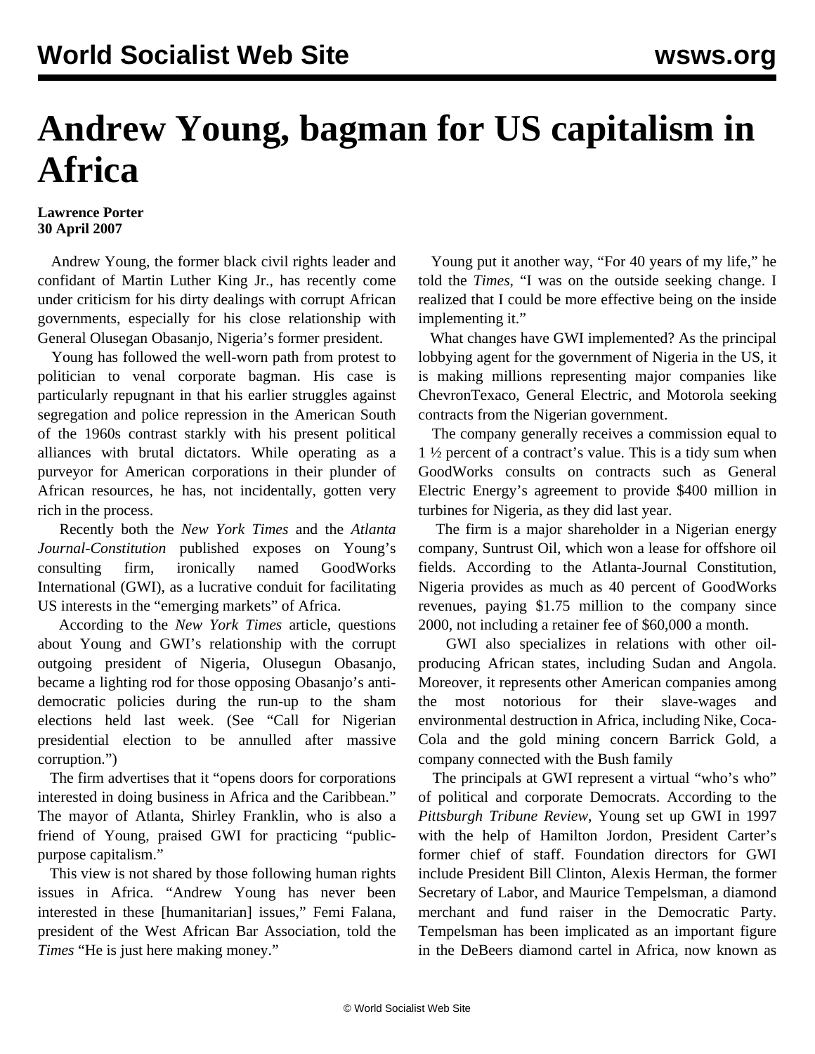# Andrew Young, bagman for US capitalism in Africa

**Lawrence Porter**
**30 April 2007**

Andrew Young, the former black civil rights leader and confidant of Martin Luther King Jr., has recently come under criticism for his dirty dealings with corrupt African governments, especially for his close relationship with General Olusegan Obasanjo, Nigeria's former president.

Young has followed the well-worn path from protest to politician to venal corporate bagman. His case is particularly repugnant in that his earlier struggles against segregation and police repression in the American South of the 1960s contrast starkly with his present political alliances with brutal dictators. While operating as a purveyor for American corporations in their plunder of African resources, he has, not incidentally, gotten very rich in the process.

Recently both the *New York Times* and the *Atlanta Journal-Constitution* published exposes on Young's consulting firm, ironically named GoodWorks International (GWI), as a lucrative conduit for facilitating US interests in the "emerging markets" of Africa.

According to the *New York Times* article, questions about Young and GWI's relationship with the corrupt outgoing president of Nigeria, Olusegun Obasanjo, became a lighting rod for those opposing Obasanjo's anti-democratic policies during the run-up to the sham elections held last week. (See "Call for Nigerian presidential election to be annulled after massive corruption.")

The firm advertises that it "opens doors for corporations interested in doing business in Africa and the Caribbean." The mayor of Atlanta, Shirley Franklin, who is also a friend of Young, praised GWI for practicing "public-purpose capitalism."

This view is not shared by those following human rights issues in Africa. "Andrew Young has never been interested in these [humanitarian] issues," Femi Falana, president of the West African Bar Association, told the *Times* "He is just here making money."

Young put it another way, "For 40 years of my life," he told the *Times*, "I was on the outside seeking change. I realized that I could be more effective being on the inside implementing it."

What changes have GWI implemented? As the principal lobbying agent for the government of Nigeria in the US, it is making millions representing major companies like ChevronTexaco, General Electric, and Motorola seeking contracts from the Nigerian government.

The company generally receives a commission equal to 1 ½ percent of a contract's value. This is a tidy sum when GoodWorks consults on contracts such as General Electric Energy's agreement to provide $400 million in turbines for Nigeria, as they did last year.

The firm is a major shareholder in a Nigerian energy company, Suntrust Oil, which won a lease for offshore oil fields. According to the Atlanta-Journal Constitution, Nigeria provides as much as 40 percent of GoodWorks revenues, paying $1.75 million to the company since 2000, not including a retainer fee of $60,000 a month.

GWI also specializes in relations with other oil-producing African states, including Sudan and Angola. Moreover, it represents other American companies among the most notorious for their slave-wages and environmental destruction in Africa, including Nike, Coca-Cola and the gold mining concern Barrick Gold, a company connected with the Bush family

The principals at GWI represent a virtual "who's who" of political and corporate Democrats. According to the *Pittsburgh Tribune Review*, Young set up GWI in 1997 with the help of Hamilton Jordon, President Carter's former chief of staff. Foundation directors for GWI include President Bill Clinton, Alexis Herman, the former Secretary of Labor, and Maurice Tempelsman, a diamond merchant and fund raiser in the Democratic Party. Tempelsman has been implicated as an important figure in the DeBeers diamond cartel in Africa, now known as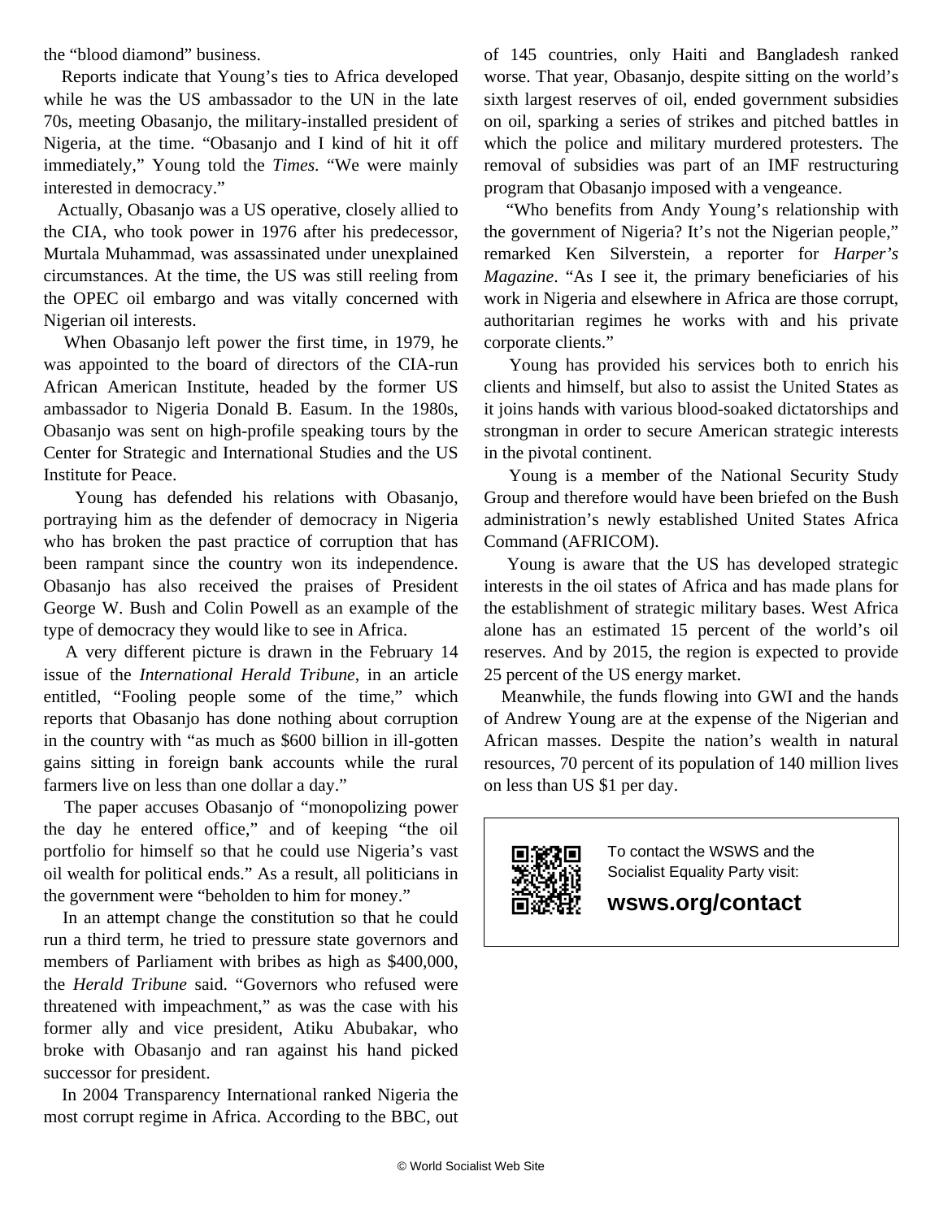the "blood diamond" business.

Reports indicate that Young's ties to Africa developed while he was the US ambassador to the UN in the late 70s, meeting Obasanjo, the military-installed president of Nigeria, at the time. "Obasanjo and I kind of hit it off immediately," Young told the *Times*. "We were mainly interested in democracy."

Actually, Obasanjo was a US operative, closely allied to the CIA, who took power in 1976 after his predecessor, Murtala Muhammad, was assassinated under unexplained circumstances. At the time, the US was still reeling from the OPEC oil embargo and was vitally concerned with Nigerian oil interests.

When Obasanjo left power the first time, in 1979, he was appointed to the board of directors of the CIA-run African American Institute, headed by the former US ambassador to Nigeria Donald B. Easum. In the 1980s, Obasanjo was sent on high-profile speaking tours by the Center for Strategic and International Studies and the US Institute for Peace.

Young has defended his relations with Obasanjo, portraying him as the defender of democracy in Nigeria who has broken the past practice of corruption that has been rampant since the country won its independence. Obasanjo has also received the praises of President George W. Bush and Colin Powell as an example of the type of democracy they would like to see in Africa.

A very different picture is drawn in the February 14 issue of the *International Herald Tribune*, in an article entitled, "Fooling people some of the time," which reports that Obasanjo has done nothing about corruption in the country with "as much as $600 billion in ill-gotten gains sitting in foreign bank accounts while the rural farmers live on less than one dollar a day."

The paper accuses Obasanjo of "monopolizing power the day he entered office," and of keeping "the oil portfolio for himself so that he could use Nigeria's vast oil wealth for political ends." As a result, all politicians in the government were "beholden to him for money."

In an attempt change the constitution so that he could run a third term, he tried to pressure state governors and members of Parliament with bribes as high as $400,000, the *Herald Tribune* said. "Governors who refused were threatened with impeachment," as was the case with his former ally and vice president, Atiku Abubakar, who broke with Obasanjo and ran against his hand picked successor for president.

In 2004 Transparency International ranked Nigeria the most corrupt regime in Africa. According to the BBC, out of 145 countries, only Haiti and Bangladesh ranked worse. That year, Obasanjo, despite sitting on the world's sixth largest reserves of oil, ended government subsidies on oil, sparking a series of strikes and pitched battles in which the police and military murdered protesters. The removal of subsidies was part of an IMF restructuring program that Obasanjo imposed with a vengeance.

"Who benefits from Andy Young's relationship with the government of Nigeria? It's not the Nigerian people," remarked Ken Silverstein, a reporter for *Harper's Magazine*. "As I see it, the primary beneficiaries of his work in Nigeria and elsewhere in Africa are those corrupt, authoritarian regimes he works with and his private corporate clients."

Young has provided his services both to enrich his clients and himself, but also to assist the United States as it joins hands with various blood-soaked dictatorships and strongman in order to secure American strategic interests in the pivotal continent.

Young is a member of the National Security Study Group and therefore would have been briefed on the Bush administration's newly established United States Africa Command (AFRICOM).

Young is aware that the US has developed strategic interests in the oil states of Africa and has made plans for the establishment of strategic military bases. West Africa alone has an estimated 15 percent of the world's oil reserves. And by 2015, the region is expected to provide 25 percent of the US energy market.

Meanwhile, the funds flowing into GWI and the hands of Andrew Young are at the expense of the Nigerian and African masses. Despite the nation's wealth in natural resources, 70 percent of its population of 140 million lives on less than US $1 per day.

To contact the WSWS and the Socialist Equality Party visit:

**wsws.org/contact**